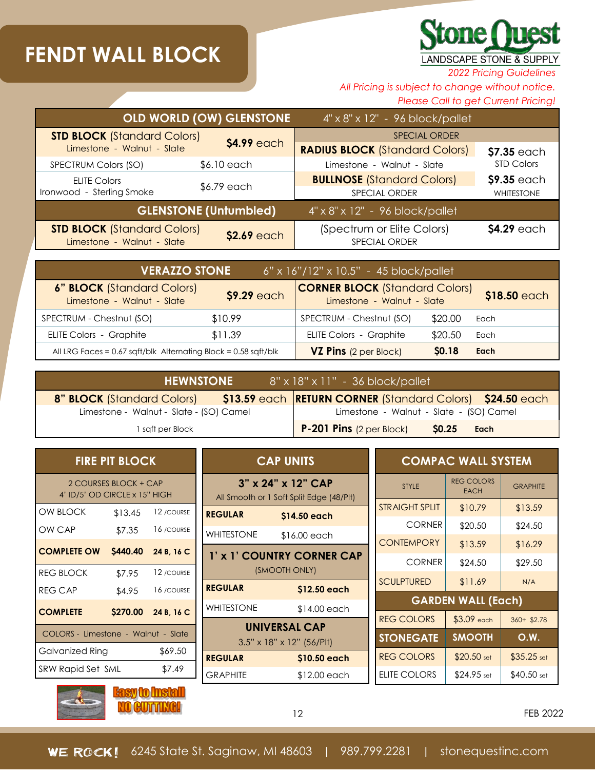# FENDT WALL BLOCK

**StoneQuest** LANDSCAPE STONE & SUPPLY

*2022 Pricing Guidelines*

*All Pricing is subject to change without notice.*

*Please Call to get Current Pricing!*

| OLD WORLD (OW) GLENSTONE | | 4" x 8" x 12" - 96 block/pallet | |
|---|---|---|---|
| | | SPECIAL ORDER | |
| **STD BLOCK** (Standard Colors) Limestone - Walnut - Slate | **$4.99** each | **RADIUS BLOCK** (Standard Colors) Limestone - Walnut - Slate | **$7.35** each STD Colors |
| SPECTRUM Colors (SO) | $6.10 each | | |
| ELITE Colors Ironwood - Sterling Smoke | $6.79 each | **BULLNOSE** (Standard Colors) SPECIAL ORDER | **$9.35** each WHITESTONE |

| GLENSTONE (Untumbled) | | 4" x 8" x 12" - 96 block/pallet | |
|---|---|---|---|
| **STD BLOCK** (Standard Colors) Limestone - Walnut - Slate | **$2.69** each | (Spectrum or Elite Colors) SPECIAL ORDER | **$4.29** each |

| VERAZZO STONE | | 6" x 16"/12" x 10.5" - 45 block/pallet | | |
|---|---|---|---|---|
| **6" BLOCK** (Standard Colors) Limestone - Walnut - Slate | **$9.29** each | **CORNER BLOCK** (Standard Colors) Limestone - Walnut - Slate | **$18.50** each | |
| SPECTRUM - Chestnut (SO) | $10.99 | SPECTRUM - Chestnut (SO) | $20.00 | Each |
| ELITE Colors - Graphite | $11.39 | ELITE Colors - Graphite | $20.50 | Each |
| All LRG Faces = 0.67 sqft/blk Alternating Block = 0.58 sqft/blk | | **VZ Pins** (2 per Block) | **$0.18** | **Each** |

| HEWNSTONE | | 8" x 18" x 11" - 36 block/pallet | | |
|---|---|---|---|---|
| **8" BLOCK** (Standard Colors) | **$13.59** each | **RETURN CORNER** (Standard Colors) | **$24.50** each | |
| Limestone - Walnut - Slate - (SO) Camel | | Limestone - Walnut - Slate - (SO) Camel | | |
| 1 sqft per Block | | **P-201 Pins** (2 per Block) | **$0.25** | **Each** |

| FIRE PIT BLOCK | | |
|---|---|---|
| 2 COURSES BLOCK + CAP 4' ID/5' OD CIRCLE x 15" HIGH | | |
| OW BLOCK | $13.45 | 12 /COURSE |
| OW CAP | $7.35 | 16 /COURSE |
| **COMPLETE OW** | **$440.40** | **24 B, 16 C** |
| REG BLOCK | $7.95 | 12 /COURSE |
| REG CAP | $4.95 | 16 /COURSE |
| **COMPLETE** | **$270.00** | **24 B, 16 C** |
| COLORS - Limestone - Walnut - Slate | | |
| Galvanized Ring | $69.50 | |
| SRW Rapid Set SML | $7.49 | |

Easy to Install NO CUTTING!

| CAP UNITS | |
|---|---|
| **3" x 24" x 12" CAP** All Smooth or 1 Soft Split Edge (48/Plt) | |
| **REGULAR** | **$14.50 each** |
| WHITESTONE | $16.00 each |
| **1' x 1' COUNTRY CORNER CAP** (SMOOTH ONLY) | |
| **REGULAR** | **$12.50 each** |
| WHITESTONE | $14.00 each |
| **UNIVERSAL CAP** 3.5" x 18" x 12" (56/Plt) | |
| **REGULAR** | **$10.50 each** |
| GRAPHITE | $12.00 each |

| COMPAC WALL SYSTEM | | |
|---|---|---|
| STYLE | REG COLORS EACH | GRAPHITE |
| STRAIGHT SPLIT | $10.79 | $13.59 |
| CORNER | $20.50 | $24.50 |
| CONTEMPORY | $13.59 | $16.29 |
| CORNER | $24.50 | $29.50 |
| SCULPTURED | $11.69 | N/A |
| **GARDEN WALL (Each)** | | |
| REG COLORS | $3.09 each | 360+ $2.78 |
| **STONEGATE** | **SMOOTH** | **O.W.** |
| REG COLORS | $20.50 set | $35.25 set |
| ELITE COLORS | $24.95 set | $40.50 set |

FEB 2022

WE ROCK! 6245 State St. Saginaw, MI 48603 | 989.799.2281 | stonequestinc.com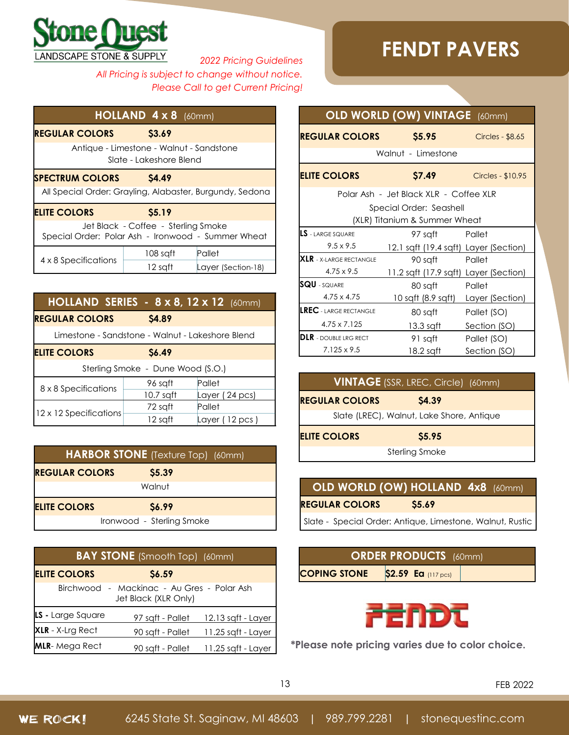Stone Quest
LANDSCAPE STONE & SUPPLY

*2022 Pricing Guidelines*
*All Pricing is subject to change without notice.*
*Please Call to get Current Pricing!*

# FENDT PAVERS

## HOLLAND 4 x 8 (60mm)

| | | |
|---|---|---|
| **REGULAR COLORS** | **$3.69** | |
| Antique - Limestone - Walnut - Sandstone Slate - Lakeshore Blend | | |
| **SPECTRUM COLORS** | **$4.49** | |
| All Special Order: Grayling, Alabaster, Burgundy, Sedona | | |
| **ELITE COLORS** | **$5.19** | |
| Jet Black - Coffee - Sterling Smoke Special Order: Polar Ash - Ironwood - Summer Wheat | | |
| 4 x 8 Specifications | 108 sqft | Pallet |
| | 12 sqft | Layer (Section-18) |

## HOLLAND SERIES - 8 x 8, 12 x 12 (60mm)

| | | |
|---|---|---|
| **REGULAR COLORS** | **$4.89** | |
| Limestone - Sandstone - Walnut - Lakeshore Blend | | |
| **ELITE COLORS** | **$6.49** | |
| Sterling Smoke - Dune Wood (S.O.) | | |
| 8 x 8 Specifications | 96 sqft | Pallet |
| | 10.7 sqft | Layer ( 24 pcs) |
| 12 x 12 Specifications | 72 sqft | Pallet |
| | 12 sqft | Layer ( 12 pcs ) |

## HARBOR STONE (Texture Top) (60mm)

| | |
|---|---|
| **REGULAR COLORS** | **$5.39** |
| Walnut | |
| **ELITE COLORS** | **$6.99** |
| Ironwood - Sterling Smoke | |

## BAY STONE (Smooth Top) (60mm)

| | | |
|---|---|---|
| **ELITE COLORS** | **$6.59** | |
| Birchwood - Mackinac - Au Gres - Polar Ash Jet Black (XLR Only) | | |
| **LS** - Large Square | 97 sqft - Pallet | 12.13 sqft - Layer |
| **XLR** - X-Lrg Rect | 90 sqft - Pallet | 11.25 sqft - Layer |
| **MLR**- Mega Rect | 90 sqft - Pallet | 11.25 sqft - Layer |

## OLD WORLD (OW) VINTAGE (60mm)

| | | |
|---|---|---|
| **REGULAR COLORS** | **$5.95** | Circles - $8.65 |
| Walnut - Limestone | | |
| **ELITE COLORS** | **$7.49** | Circles - $10.95 |
| Polar Ash - Jet Black XLR - Coffee XLR Special Order: Seashell (XLR) Titanium & Summer Wheat | | |
| **LS** - LARGE SQUARE | 97 sqft | Pallet |
| 9.5 x 9.5 | 12.1 sqft (19.4 sqft) | Layer (Section) |
| **XLR** - X-LARGE RECTANGLE | 90 sqft | Pallet |
| 4.75 x 9.5 | 11.2 sqft (17.9 sqft) | Layer (Section) |
| **SQU** - SQUARE | 80 sqft | Pallet |
| 4.75 x 4.75 | 10 sqft (8.9 sqft) | Layer (Section) |
| **LREC** - LARGE RECTANGLE | 80 sqft | Pallet (SO) |
| 4.75 x 7.125 | 13.3 sqft | Section (SO) |
| **DLR** - DOUBLE LRG RECT | 91 sqft | Pallet (SO) |
| 7.125 x 9.5 | 18.2 sqft | Section (SO) |

## VINTAGE (SSR, LREC, Circle) (60mm)

| | |
|---|---|
| **REGULAR COLORS** | **$4.39** |
| Slate (LREC), Walnut, Lake Shore, Antique | |
| **ELITE COLORS** | **$5.95** |
| Sterling Smoke | |

## OLD WORLD (OW) HOLLAND 4x8 (60mm)

| | |
|---|---|
| **REGULAR COLORS** | **$5.69** |
| Slate - Special Order: Antique, Limestone, Walnut, Rustic | |

## ORDER PRODUCTS (60mm)

| | |
|---|---|
| **COPING STONE** | **$2.59 Ea** (117 pcs) |

FENDT

**\*Please note pricing varies due to color choice.**

FEB 2022

WE ROCK! 6245 State St. Saginaw, MI 48603 | 989.799.2281 | stonequestinc.com